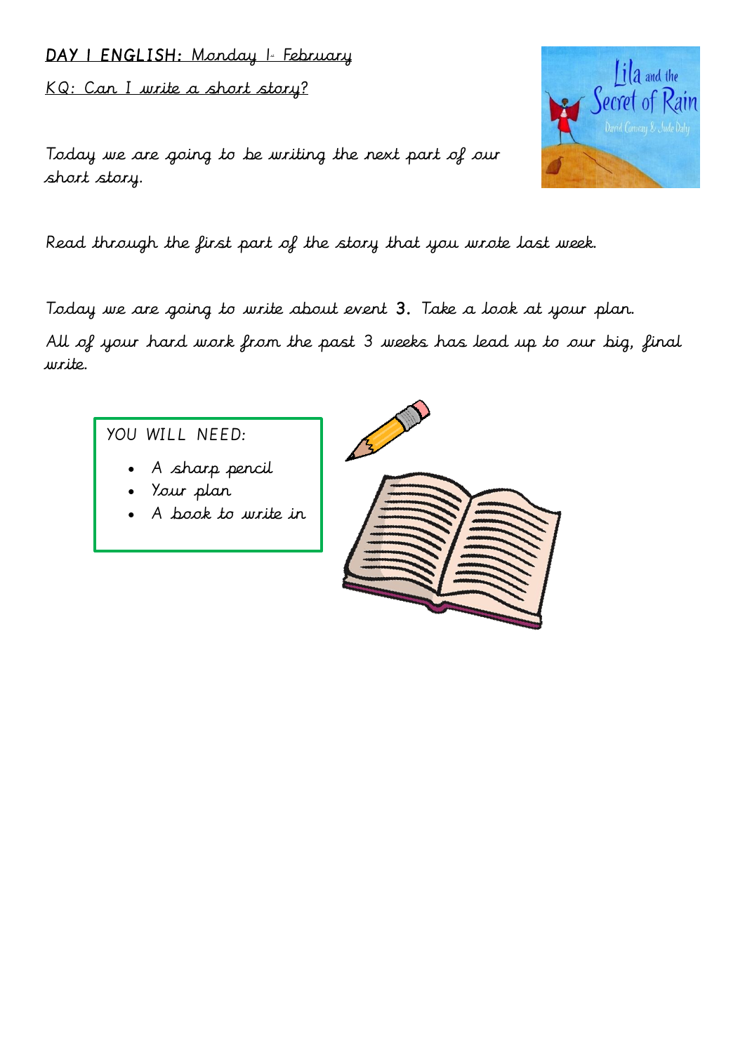**DAY 1 ENGLISH:** Monday 1st February

KQ: Can I write a short story?

Today we are going to be writing the next part of our short story.

Read through the first part of the story that you wrote last week.

Today we are going to write about event 3. Take a look at your plan.

All of your hard work from the past 3 weeks has lead up to our big, final write.

YOU WILL NEED:

- A sharp pencil
- Your plan
- A book to write in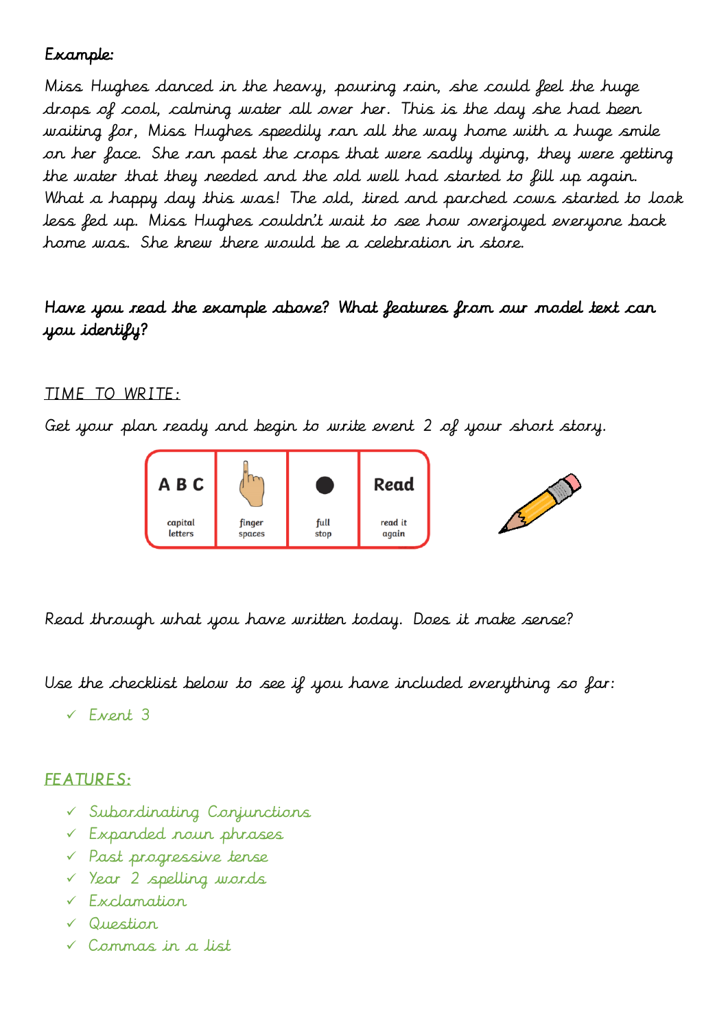Example:

Miss Hughes danced in the heavy, pouring rain, she could feel the huge drops of cool, calming water all over her. This is the day she had been waiting for, Miss Hughes speedily ran all the way home with a huge smile on her face. She ran past the crops that were sadly dying, they were getting the water that they needed and the old well had started to fill up again. What a happy day this was! The old, tired and parched cows started to look less fed up. Miss Hughes couldn't wait to see how overjoyed everyone back home was. She knew there would be a celebration in store.

**Have you read the example above? What features from our model text can you identify?**

<u>TIME TO WRITE:</u>

Get your plan ready and begin to write event 2 of your short story.

| A B C | | ● | Read |
| --- | --- | --- | --- |
| capital letters | finger spaces | full stop | read it again |

Read through what you have written today. Does it make sense?

Use the checklist below to see if you have included everything so far:

- ✓ Event 3

<u>FEATURES:</u>

- ✓ Subordinating Conjunctions
- ✓ Expanded noun phrases
- ✓ Past progressive tense
- ✓ Year 2 spelling words
- ✓ Exclamation
- ✓ Question
- ✓ Commas in a list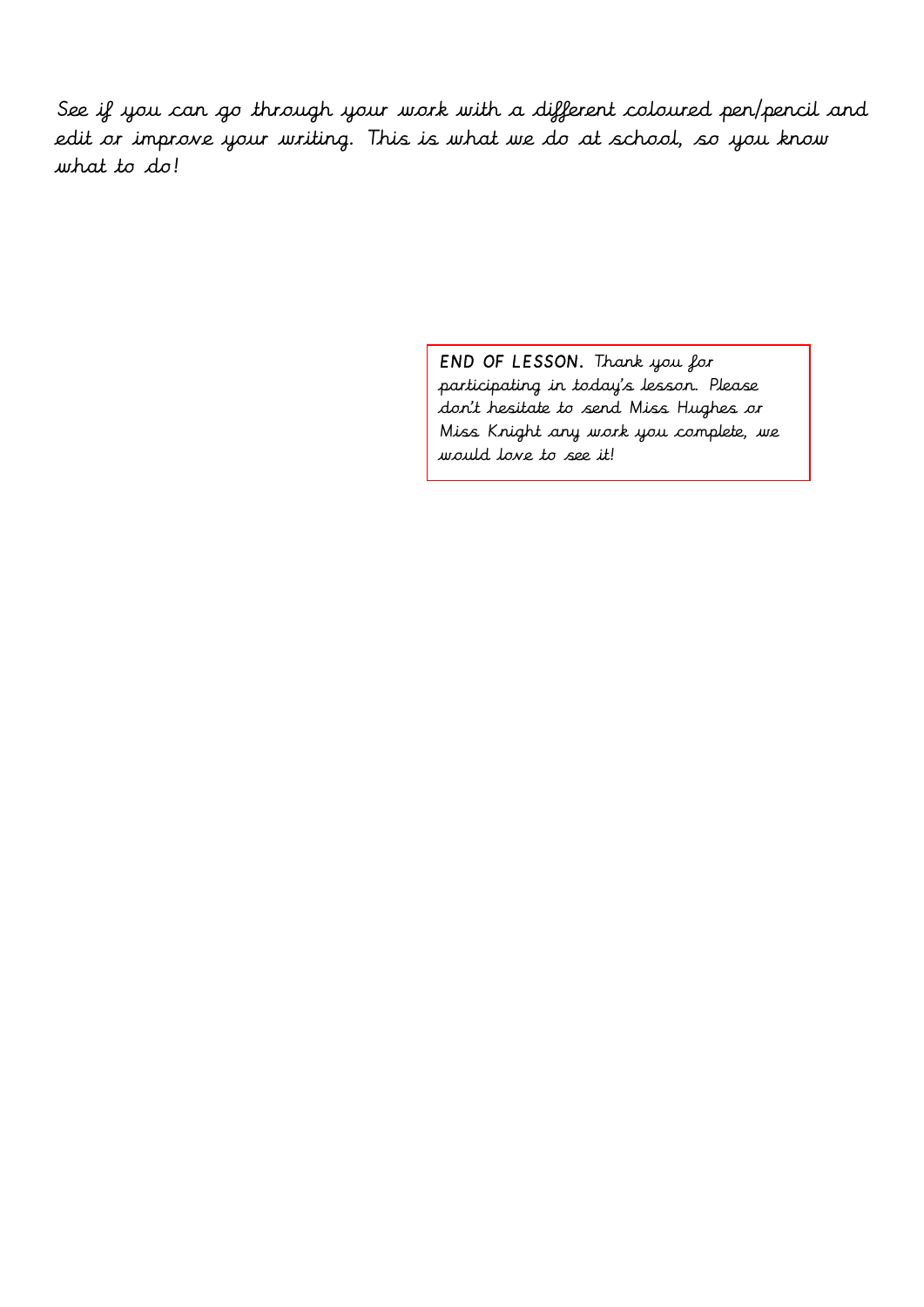See if you can go through your work with a different coloured pen/pencil and edit or improve your writing. This is what we do at school, so you know what to do!

**END OF LESSON.** Thank you for participating in today's lesson. Please don't hesitate to send Miss Hughes or Miss Knight any work you complete, we would love to see it!